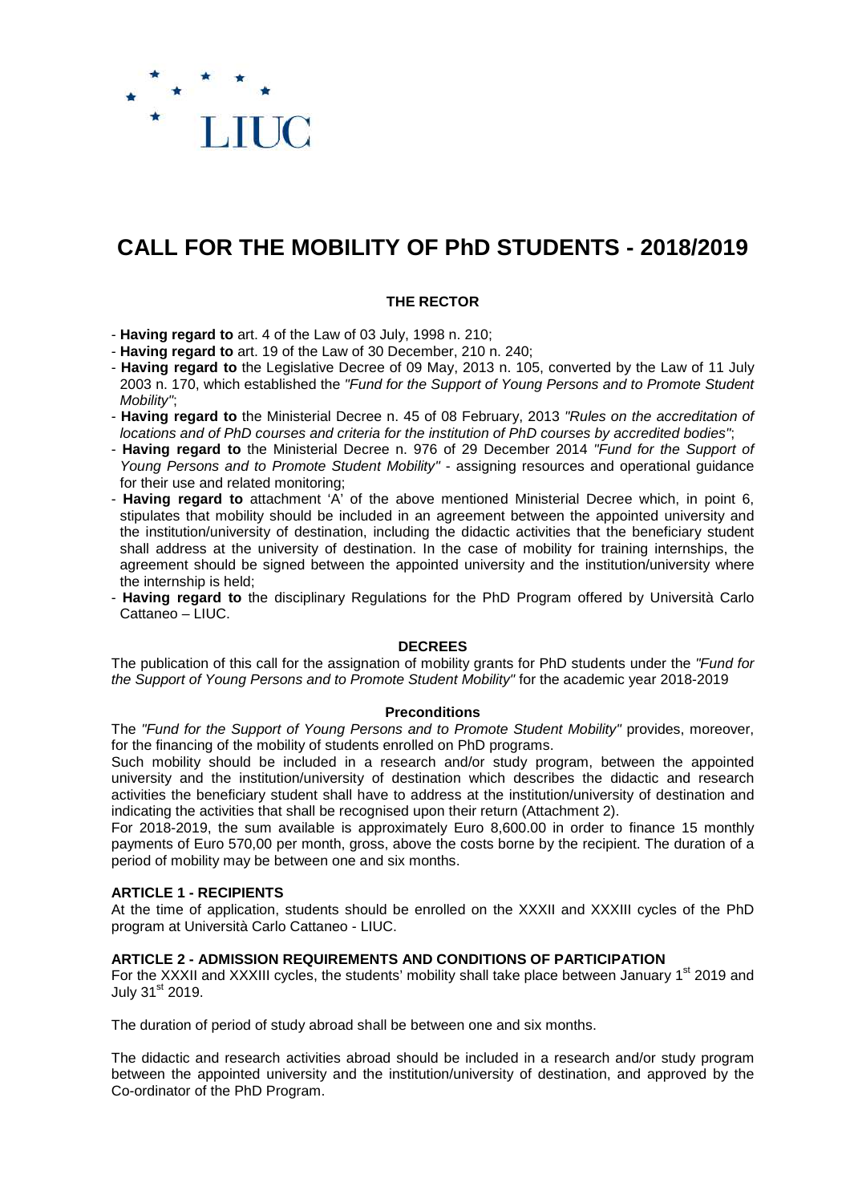LIUC

# CALL FOR THE MOBILITY OF PhD STUDENTS - 2018/2019

**THE RECTOR**

- **Having regard to** art. 4 of the Law of 03 July, 1998 n. 210;
- **Having regard to** art. 19 of the Law of 30 December, 210 n. 240;
- **Having regard to** the Legislative Decree of 09 May, 2013 n. 105, converted by the Law of 11 July 2003 n. 170, which established the *"Fund for the Support of Young Persons and to Promote Student Mobility"*;
- **Having regard to** the Ministerial Decree n. 45 of 08 February, 2013 *"Rules on the accreditation of locations and of PhD courses and criteria for the institution of PhD courses by accredited bodies"*;
- **Having regard to** the Ministerial Decree n. 976 of 29 December 2014 *"Fund for the Support of Young Persons and to Promote Student Mobility"* - assigning resources and operational guidance for their use and related monitoring;
- **Having regard to** attachment 'A' of the above mentioned Ministerial Decree which, in point 6, stipulates that mobility should be included in an agreement between the appointed university and the institution/university of destination, including the didactic activities that the beneficiary student shall address at the university of destination. In the case of mobility for training internships, the agreement should be signed between the appointed university and the institution/university where the internship is held;
- **Having regard to** the disciplinary Regulations for the PhD Program offered by Università Carlo Cattaneo – LIUC.

**DECREES**

The publication of this call for the assignation of mobility grants for PhD students under the *"Fund for the Support of Young Persons and to Promote Student Mobility"* for the academic year 2018-2019

**Preconditions**

The *"Fund for the Support of Young Persons and to Promote Student Mobility"* provides, moreover, for the financing of the mobility of students enrolled on PhD programs.

Such mobility should be included in a research and/or study program, between the appointed university and the institution/university of destination which describes the didactic and research activities the beneficiary student shall have to address at the institution/university of destination and indicating the activities that shall be recognised upon their return (Attachment 2).

For 2018-2019, the sum available is approximately Euro 8,600.00 in order to finance 15 monthly payments of Euro 570,00 per month, gross, above the costs borne by the recipient. The duration of a period of mobility may be between one and six months.

**ARTICLE 1 - RECIPIENTS**

At the time of application, students should be enrolled on the XXXII and XXXIII cycles of the PhD program at Università Carlo Cattaneo - LIUC.

**ARTICLE 2 - ADMISSION REQUIREMENTS AND CONDITIONS OF PARTICIPATION**

For the XXXII and XXXIII cycles, the students' mobility shall take place between January 1st 2019 and July 31st 2019.

The duration of period of study abroad shall be between one and six months.

The didactic and research activities abroad should be included in a research and/or study program between the appointed university and the institution/university of destination, and approved by the Co-ordinator of the PhD Program.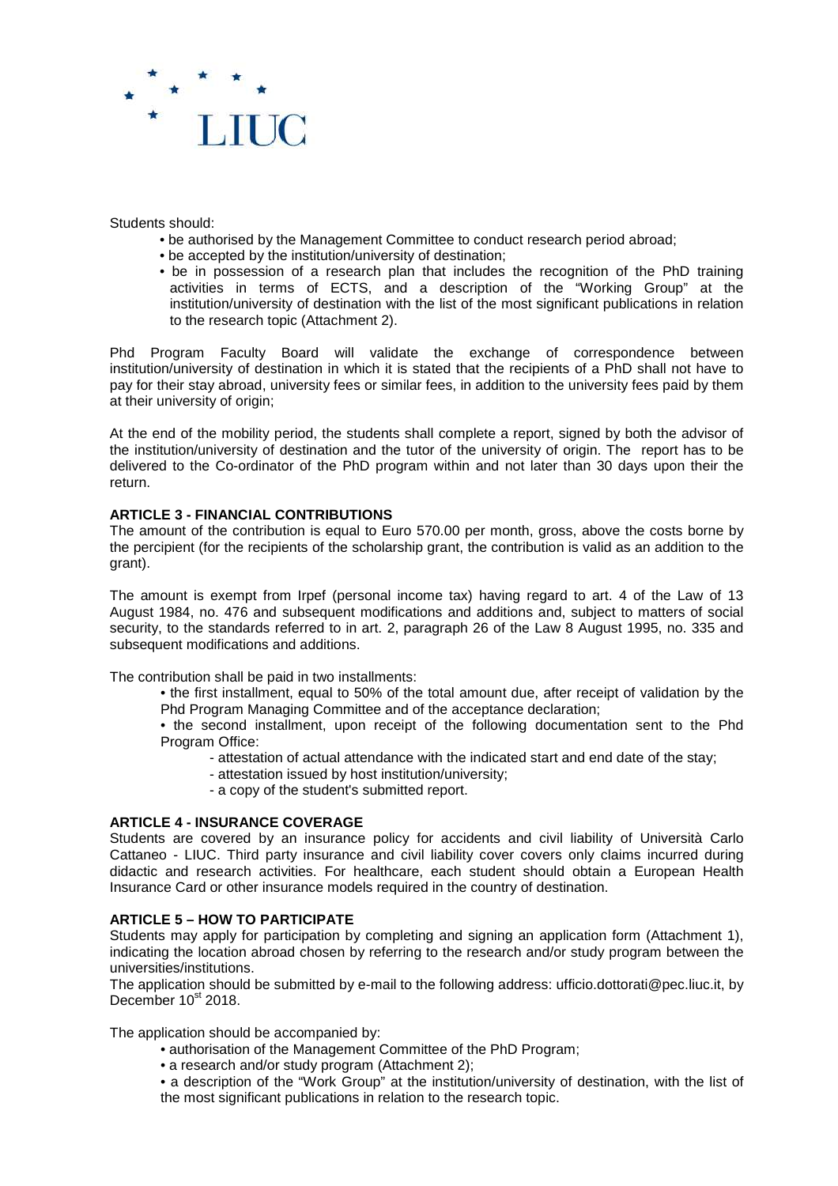Students should:

- be authorised by the Management Committee to conduct research period abroad;
- be accepted by the institution/university of destination;
- be in possession of a research plan that includes the recognition of the PhD training activities in terms of ECTS, and a description of the "Working Group" at the institution/university of destination with the list of the most significant publications in relation to the research topic (Attachment 2).

Phd Program Faculty Board will validate the exchange of correspondence between institution/university of destination in which it is stated that the recipients of a PhD shall not have to pay for their stay abroad, university fees or similar fees, in addition to the university fees paid by them at their university of origin;

At the end of the mobility period, the students shall complete a report, signed by both the advisor of the institution/university of destination and the tutor of the university of origin. The report has to be delivered to the Co-ordinator of the PhD program within and not later than 30 days upon their the return.

**ARTICLE 3 - FINANCIAL CONTRIBUTIONS**

The amount of the contribution is equal to Euro 570.00 per month, gross, above the costs borne by the percipient (for the recipients of the scholarship grant, the contribution is valid as an addition to the grant).

The amount is exempt from Irpef (personal income tax) having regard to art. 4 of the Law of 13 August 1984, no. 476 and subsequent modifications and additions and, subject to matters of social security, to the standards referred to in art. 2, paragraph 26 of the Law 8 August 1995, no. 335 and subsequent modifications and additions.

The contribution shall be paid in two installments:

- the first installment, equal to 50% of the total amount due, after receipt of validation by the Phd Program Managing Committee and of the acceptance declaration;
- the second installment, upon receipt of the following documentation sent to the Phd Program Office:
  - attestation of actual attendance with the indicated start and end date of the stay;
  - attestation issued by host institution/university;
  - a copy of the student's submitted report.

**ARTICLE 4 - INSURANCE COVERAGE**

Students are covered by an insurance policy for accidents and civil liability of Università Carlo Cattaneo - LIUC. Third party insurance and civil liability cover covers only claims incurred during didactic and research activities. For healthcare, each student should obtain a European Health Insurance Card or other insurance models required in the country of destination.

**ARTICLE 5 – HOW TO PARTICIPATE**

Students may apply for participation by completing and signing an application form (Attachment 1), indicating the location abroad chosen by referring to the research and/or study program between the universities/institutions.

The application should be submitted by e-mail to the following address: ufficio.dottorati@pec.liuc.it, by December 10st 2018.

The application should be accompanied by:

- authorisation of the Management Committee of the PhD Program;
- a research and/or study program (Attachment 2);
- a description of the "Work Group" at the institution/university of destination, with the list of the most significant publications in relation to the research topic.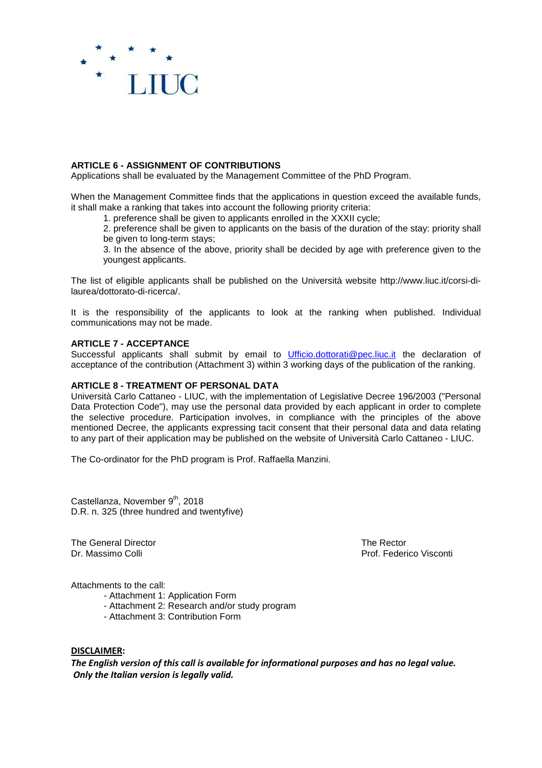LIUC

**ARTICLE 6 - ASSIGNMENT OF CONTRIBUTIONS**

Applications shall be evaluated by the Management Committee of the PhD Program.

When the Management Committee finds that the applications in question exceed the available funds, it shall make a ranking that takes into account the following priority criteria:

1. preference shall be given to applicants enrolled in the XXXII cycle;
2. preference shall be given to applicants on the basis of the duration of the stay: priority shall be given to long-term stays;
3. In the absence of the above, priority shall be decided by age with preference given to the youngest applicants.

The list of eligible applicants shall be published on the Università website http://www.liuc.it/corsi-di-laurea/dottorato-di-ricerca/.

It is the responsibility of the applicants to look at the ranking when published. Individual communications may not be made.

**ARTICLE 7 - ACCEPTANCE**

Successful applicants shall submit by email to Ufficio.dottorati@pec.liuc.it the declaration of acceptance of the contribution (Attachment 3) within 3 working days of the publication of the ranking.

**ARTICLE 8 - TREATMENT OF PERSONAL DATA**

Università Carlo Cattaneo - LIUC, with the implementation of Legislative Decree 196/2003 ("Personal Data Protection Code"), may use the personal data provided by each applicant in order to complete the selective procedure. Participation involves, in compliance with the principles of the above mentioned Decree, the applicants expressing tacit consent that their personal data and data relating to any part of their application may be published on the website of Università Carlo Cattaneo - LIUC.

The Co-ordinator for the PhD program is Prof. Raffaella Manzini.

Castellanza, November 9th, 2018
D.R. n. 325 (three hundred and twentyfive)

The General Director
Dr. Massimo Colli

The Rector
Prof. Federico Visconti

Attachments to the call:

- Attachment 1: Application Form
- Attachment 2: Research and/or study program
- Attachment 3: Contribution Form

**DISCLAIMER:**

***The English version of this call is available for informational purposes and has no legal value. Only the Italian version is legally valid.***